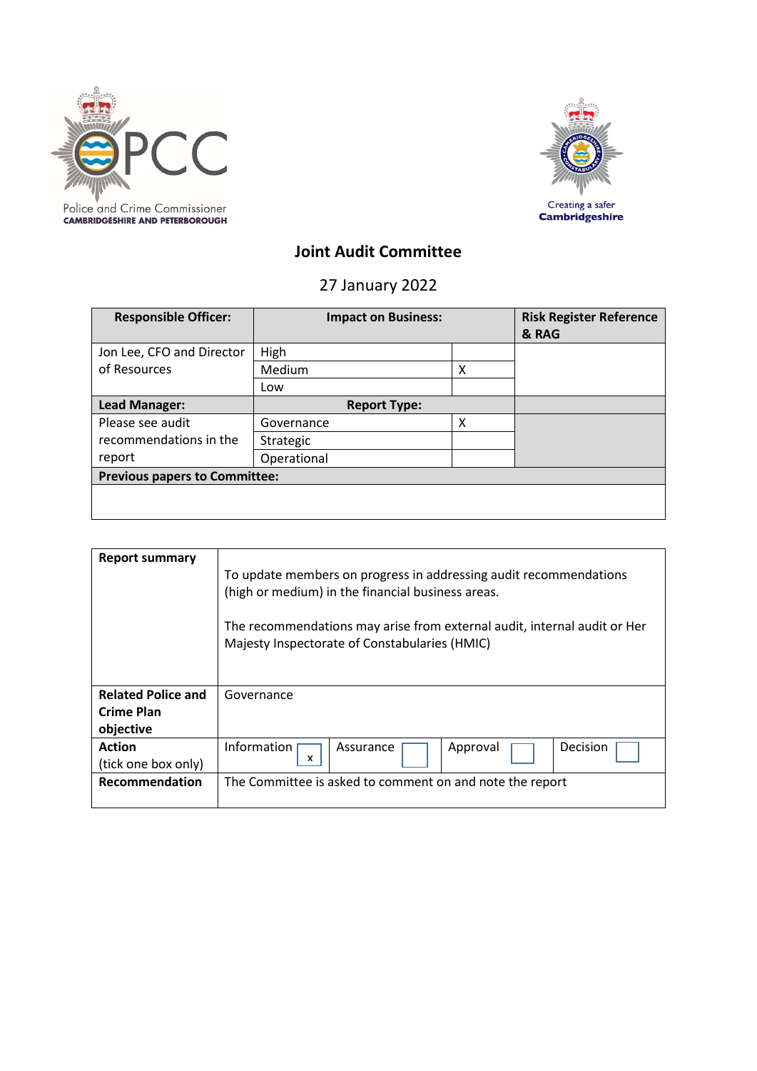Police and Crime Commissioner
CAMBRIDGESHIRE AND PETERBOROUGH

Creating a safer
Cambridgeshire

# Joint Audit Committee

27 January 2022

| Responsible Officer: | Impact on Business: | | Risk Register Reference & RAG |
|---|---|---|---|
| Jon Lee, CFO and Director of Resources | High | | |
| | Medium | X | |
| | Low | | |
| **Lead Manager:** | **Report Type:** | | |
| Please see audit recommendations in the report | Governance | X | |
| | Strategic | | |
| | Operational | | |
| **Previous papers to Committee:** | | | |
| | | | |

| | |
|---|---|
| **Report summary** | To update members on progress in addressing audit recommendations (high or medium) in the financial business areas.<br><br>The recommendations may arise from external audit, internal audit or Her Majesty Inspectorate of Constabularies (HMIC) |
| **Related Police and Crime Plan objective** | Governance |
| **Action** (tick one box only) | Information [x] Assurance [ ] Approval [ ] Decision [ ] |
| **Recommendation** | The Committee is asked to comment on and note the report |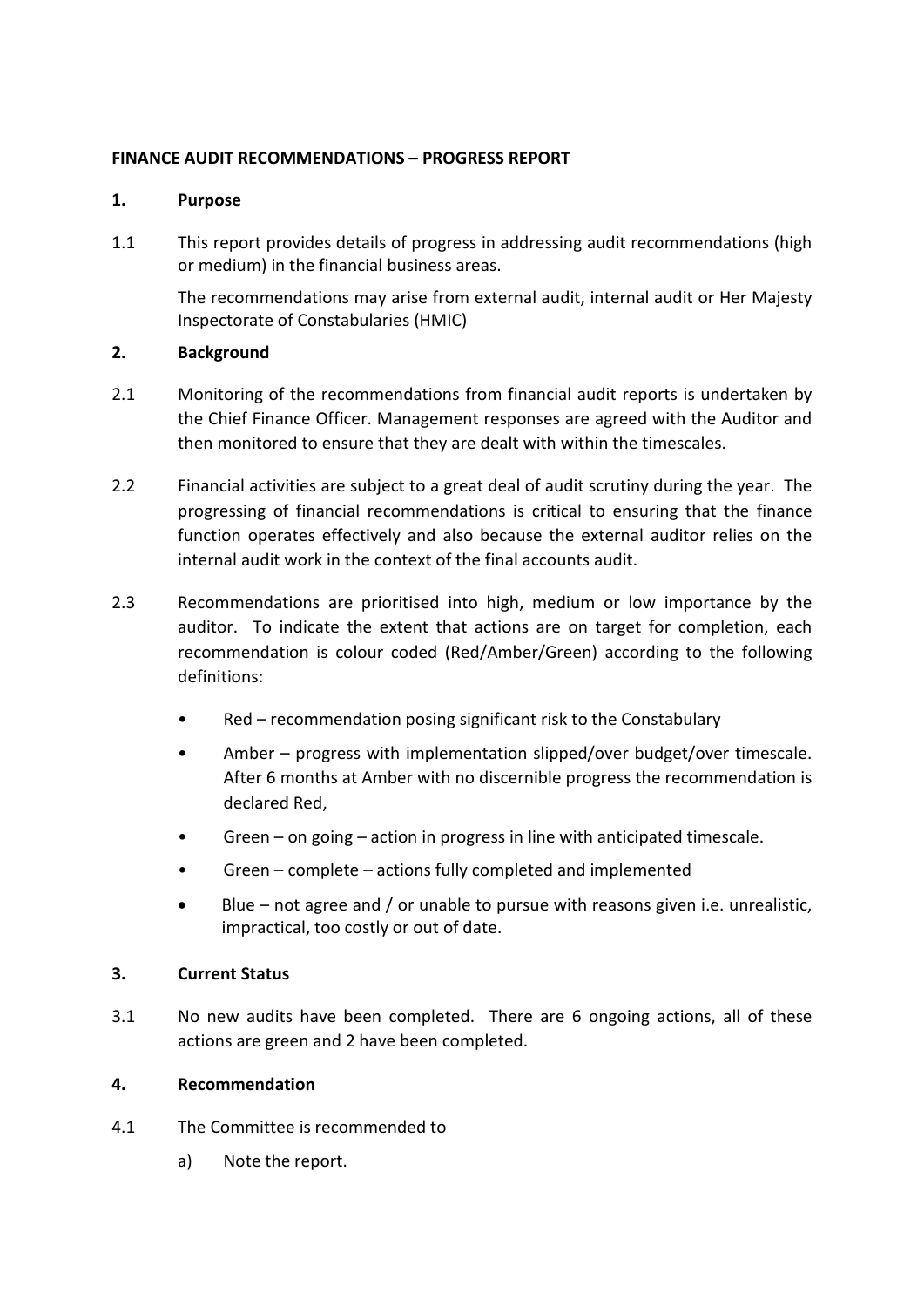**FINANCE AUDIT RECOMMENDATIONS – PROGRESS REPORT**

**1. Purpose**

1.1 This report provides details of progress in addressing audit recommendations (high or medium) in the financial business areas.

The recommendations may arise from external audit, internal audit or Her Majesty Inspectorate of Constabularies (HMIC)

**2. Background**

2.1 Monitoring of the recommendations from financial audit reports is undertaken by the Chief Finance Officer. Management responses are agreed with the Auditor and then monitored to ensure that they are dealt with within the timescales.

2.2 Financial activities are subject to a great deal of audit scrutiny during the year. The progressing of financial recommendations is critical to ensuring that the finance function operates effectively and also because the external auditor relies on the internal audit work in the context of the final accounts audit.

2.3 Recommendations are prioritised into high, medium or low importance by the auditor. To indicate the extent that actions are on target for completion, each recommendation is colour coded (Red/Amber/Green) according to the following definitions:

- Red – recommendation posing significant risk to the Constabulary
- Amber – progress with implementation slipped/over budget/over timescale. After 6 months at Amber with no discernible progress the recommendation is declared Red,
- Green – on going – action in progress in line with anticipated timescale.
- Green – complete – actions fully completed and implemented
- Blue – not agree and / or unable to pursue with reasons given i.e. unrealistic, impractical, too costly or out of date.

**3. Current Status**

3.1 No new audits have been completed. There are 6 ongoing actions, all of these actions are green and 2 have been completed.

**4. Recommendation**

4.1 The Committee is recommended to

a) Note the report.